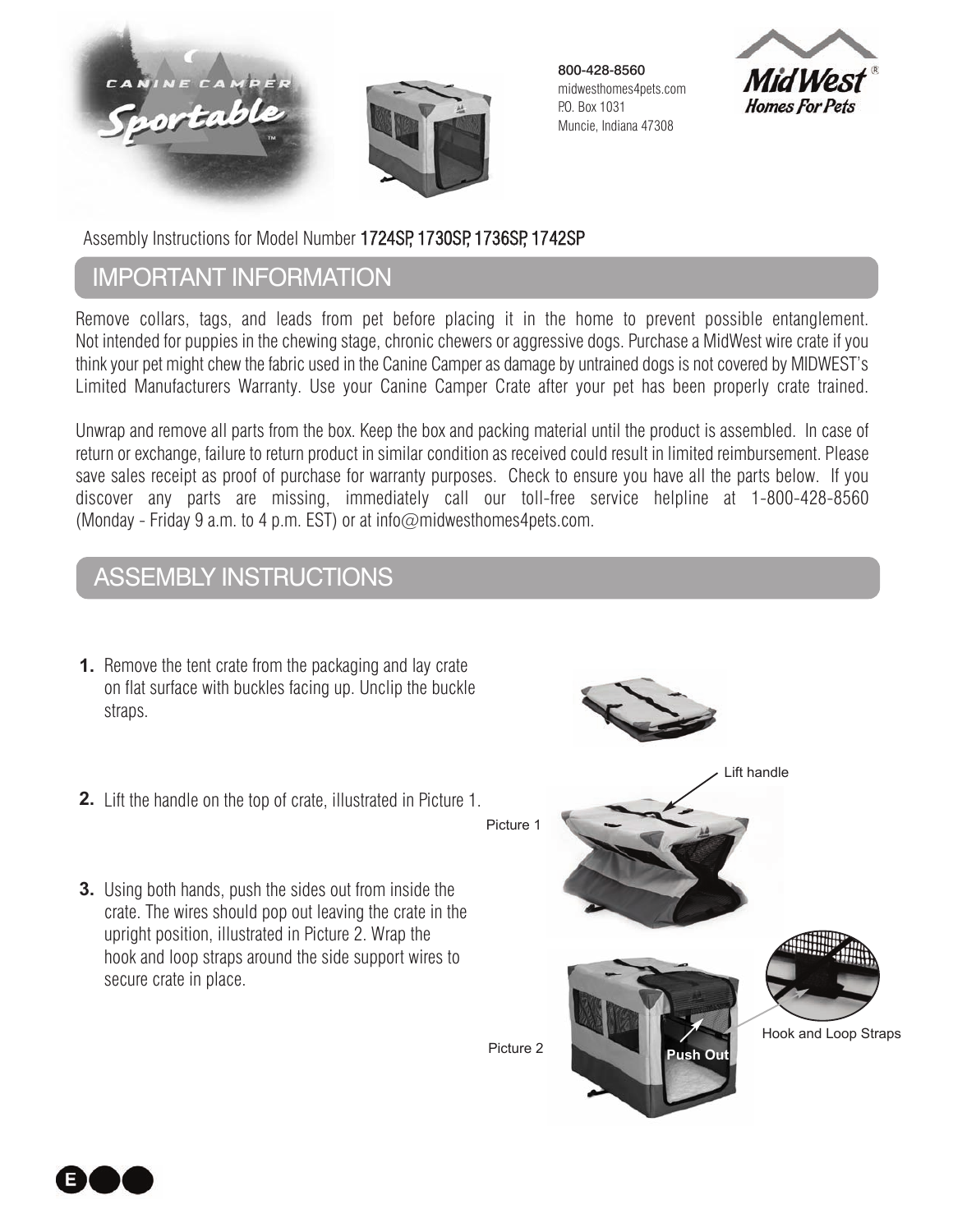800-428-8560
midwesthomes4pets.com
P.O. Box 1031
Muncie, Indiana 47308

Assembly Instructions for Model Number 1724SP, 1730SP, 1736SP, 1742SP

## IMPORTANT INFORMATION

Remove collars, tags, and leads from pet before placing it in the home to prevent possible entanglement. Not intended for puppies in the chewing stage, chronic chewers or aggressive dogs. Purchase a MidWest wire crate if you think your pet might chew the fabric used in the Canine Camper as damage by untrained dogs is not covered by MIDWEST's Limited Manufacturers Warranty. Use your Canine Camper Crate after your pet has been properly crate trained.

Unwrap and remove all parts from the box. Keep the box and packing material until the product is assembled. In case of return or exchange, failure to return product in similar condition as received could result in limited reimbursement. Please save sales receipt as proof of purchase for warranty purposes. Check to ensure you have all the parts below. If you discover any parts are missing, immediately call our toll-free service helpline at 1-800-428-8560 (Monday - Friday 9 a.m. to 4 p.m. EST) or at info@midwesthomes4pets.com.

## ASSEMBLY INSTRUCTIONS

1. Remove the tent crate from the packaging and lay crate on flat surface with buckles facing up. Unclip the buckle straps.

2. Lift the handle on the top of crate, illustrated in Picture 1.

3. Using both hands, push the sides out from inside the crate. The wires should pop out leaving the crate in the upright position, illustrated in Picture 2. Wrap the hook and loop straps around the side support wires to secure crate in place.

Lift handle

Picture 1

Picture 2

Push Out

Hook and Loop Straps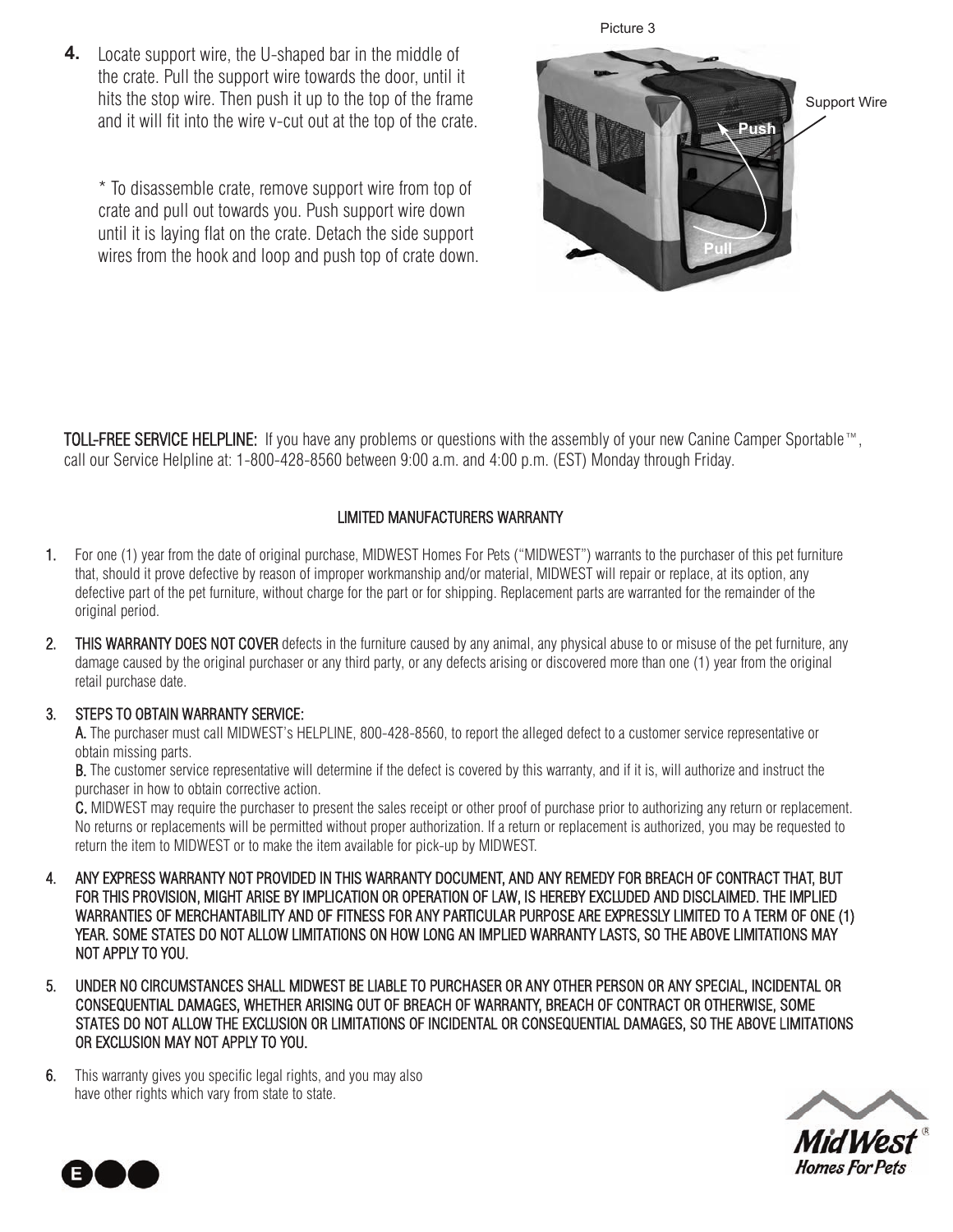4. Locate support wire, the U-shaped bar in the middle of the crate. Pull the support wire towards the door, until it hits the stop wire. Then push it up to the top of the frame and it will fit into the wire v-cut out at the top of the crate.

   * To disassemble crate, remove support wire from top of crate and pull out towards you. Push support wire down until it is laying flat on the crate. Detach the side support wires from the hook and loop and push top of crate down.

Picture 3

Support Wire

Push

Pull

**TOLL-FREE SERVICE HELPLINE:** If you have any problems or questions with the assembly of your new Canine Camper Sportable™, call our Service Helpline at: 1-800-428-8560 between 9:00 a.m. and 4:00 p.m. (EST) Monday through Friday.

## LIMITED MANUFACTURERS WARRANTY

1. For one (1) year from the date of original purchase, MIDWEST Homes For Pets ("MIDWEST") warrants to the purchaser of this pet furniture that, should it prove defective by reason of improper workmanship and/or material, MIDWEST will repair or replace, at its option, any defective part of the pet furniture, without charge for the part or for shipping. Replacement parts are warranted for the remainder of the original period.

2. **THIS WARRANTY DOES NOT COVER** defects in the furniture caused by any animal, any physical abuse to or misuse of the pet furniture, any damage caused by the original purchaser or any third party, or any defects arising or discovered more than one (1) year from the original retail purchase date.

3. **STEPS TO OBTAIN WARRANTY SERVICE:**

   **A.** The purchaser must call MIDWEST's HELPLINE, 800-428-8560, to report the alleged defect to a customer service representative or obtain missing parts.

   **B.** The customer service representative will determine if the defect is covered by this warranty, and if it is, will authorize and instruct the purchaser in how to obtain corrective action.

   **C.** MIDWEST may require the purchaser to present the sales receipt or other proof of purchase prior to authorizing any return or replacement. No returns or replacements will be permitted without proper authorization. If a return or replacement is authorized, you may be requested to return the item to MIDWEST or to make the item available for pick-up by MIDWEST.

4. ANY EXPRESS WARRANTY NOT PROVIDED IN THIS WARRANTY DOCUMENT, AND ANY REMEDY FOR BREACH OF CONTRACT THAT, BUT FOR THIS PROVISION, MIGHT ARISE BY IMPLICATION OR OPERATION OF LAW, IS HEREBY EXCLUDED AND DISCLAIMED. THE IMPLIED WARRANTIES OF MERCHANTABILITY AND OF FITNESS FOR ANY PARTICULAR PURPOSE ARE EXPRESSLY LIMITED TO A TERM OF ONE (1) YEAR. SOME STATES DO NOT ALLOW LIMITATIONS ON HOW LONG AN IMPLIED WARRANTY LASTS, SO THE ABOVE LIMITATIONS MAY NOT APPLY TO YOU.

5. UNDER NO CIRCUMSTANCES SHALL MIDWEST BE LIABLE TO PURCHASER OR ANY OTHER PERSON OR ANY SPECIAL, INCIDENTAL OR CONSEQUENTIAL DAMAGES, WHETHER ARISING OUT OF BREACH OF WARRANTY, BREACH OF CONTRACT OR OTHERWISE, SOME STATES DO NOT ALLOW THE EXCLUSION OR LIMITATIONS OF INCIDENTAL OR CONSEQUENTIAL DAMAGES, SO THE ABOVE LIMITATIONS OR EXCLUSION MAY NOT APPLY TO YOU.

6. This warranty gives you specific legal rights, and you may also have other rights which vary from state to state.

MidWest®
Homes For Pets